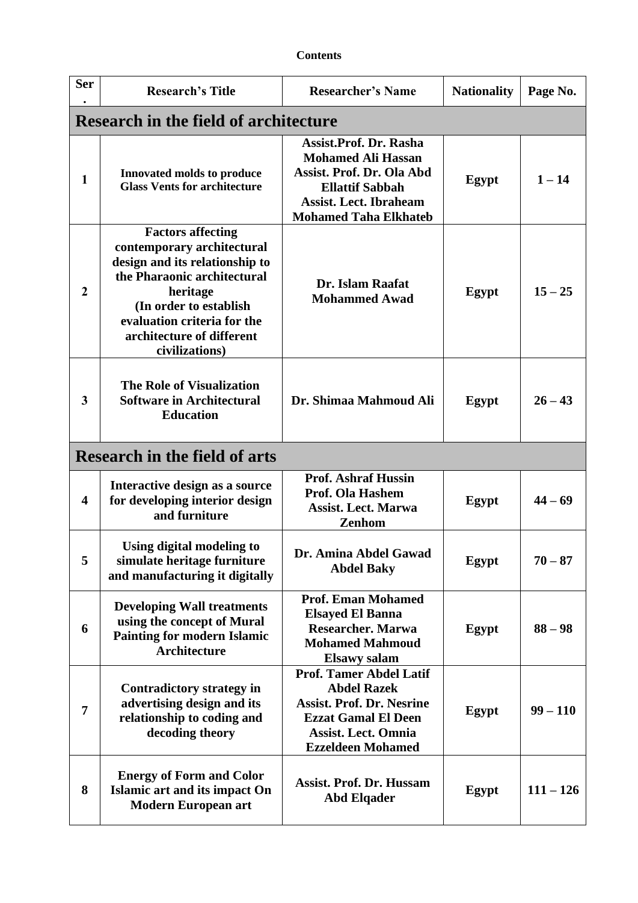**Contents**

| Ser. | Research's Title | Researcher's Name | Nationality | Page No. |
|---|---|---|---|---|
| **Research in the field of architecture** | | | | |
| 1 | Innovated molds to produce Glass Vents for architecture | Assist.Prof. Dr. Rasha Mohamed Ali Hassan<br>Assist. Prof. Dr. Ola Abd Ellattif Sabbah<br>Assist. Lect. Ibraheam Mohamed Taha Elkhateb | Egypt | 1 – 14 |
| 2 | Factors affecting contemporary architectural design and its relationship to the Pharaonic architectural heritage (In order to establish evaluation criteria for the architecture of different civilizations) | Dr. Islam Raafat Mohammed Awad | Egypt | 15 – 25 |
| 3 | The Role of Visualization Software in Architectural Education | Dr. Shimaa Mahmoud Ali | Egypt | 26 – 43 |
| **Research in the field of arts** | | | | |
| 4 | Interactive design as a source for developing interior design and furniture | Prof. Ashraf Hussin<br>Prof. Ola Hashem<br>Assist. Lect. Marwa Zenhom | Egypt | 44 – 69 |
| 5 | Using digital modeling to simulate heritage furniture and manufacturing it digitally | Dr. Amina Abdel Gawad Abdel Baky | Egypt | 70 – 87 |
| 6 | Developing Wall treatments using the concept of Mural Painting for modern Islamic Architecture | Prof. Eman Mohamed Elsayed El Banna<br>Researcher. Marwa Mohamed Mahmoud Elsawy salam | Egypt | 88 – 98 |
| 7 | Contradictory strategy in advertising design and its relationship to coding and decoding theory | Prof. Tamer Abdel Latif Abdel Razek<br>Assist. Prof. Dr. Nesrine Ezzat Gamal El Deen<br>Assist. Lect. Omnia Ezzeldeen Mohamed | Egypt | 99 – 110 |
| 8 | Energy of Form and Color Islamic art and its impact On Modern European art | Assist. Prof. Dr. Hussam Abd Elqader | Egypt | 111 – 126 |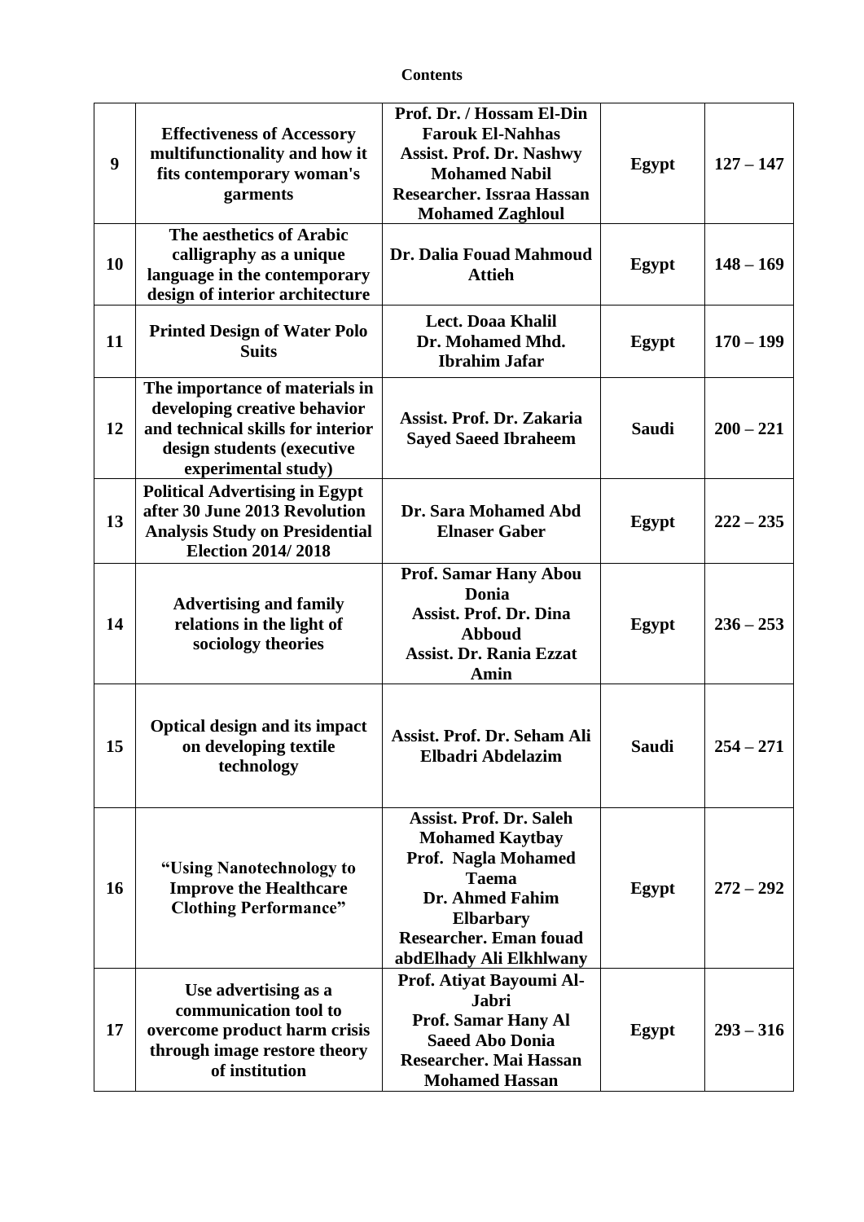**Contents**

| | | | | |
|---|---|---|---|---|
| **9** | **Effectiveness of Accessory multifunctionality and how it fits contemporary woman's garments** | **Prof. Dr. / Hossam El-Din Farouk El-Nahhas**<br>**Assist. Prof. Dr. Nashwy Mohamed Nabil**<br>**Researcher. Issraa Hassan Mohamed Zaghloul** | **Egypt** | **127 – 147** |
| **10** | **The aesthetics of Arabic calligraphy as a unique language in the contemporary design of interior architecture** | **Dr. Dalia Fouad Mahmoud Attieh** | **Egypt** | **148 – 169** |
| **11** | **Printed Design of Water Polo Suits** | **Lect. Doaa Khalil**<br>**Dr. Mohamed Mhd. Ibrahim Jafar** | **Egypt** | **170 – 199** |
| **12** | **The importance of materials in developing creative behavior and technical skills for interior design students (executive experimental study)** | **Assist. Prof. Dr. Zakaria Sayed Saeed Ibraheem** | **Saudi** | **200 – 221** |
| **13** | **Political Advertising in Egypt after 30 June 2013 Revolution Analysis Study on Presidential Election 2014/ 2018** | **Dr. Sara Mohamed Abd Elnaser Gaber** | **Egypt** | **222 – 235** |
| **14** | **Advertising and family relations in the light of sociology theories** | **Prof. Samar Hany Abou Donia**<br>**Assist. Prof. Dr. Dina Abboud**<br>**Assist. Dr. Rania Ezzat Amin** | **Egypt** | **236 – 253** |
| **15** | **Optical design and its impact on developing textile technology** | **Assist. Prof. Dr. Seham Ali Elbadri Abdelazim** | **Saudi** | **254 – 271** |
| **16** | **"Using Nanotechnology to Improve the Healthcare Clothing Performance"** | **Assist. Prof. Dr. Saleh Mohamed Kaytbay**<br>**Prof. Nagla Mohamed Taema**<br>**Dr. Ahmed Fahim Elbarbary**<br>**Researcher. Eman fouad abdElhady Ali Elkhlwany** | **Egypt** | **272 – 292** |
| **17** | **Use advertising as a communication tool to overcome product harm crisis through image restore theory of institution** | **Prof. Atiyat Bayoumi Al-Jabri**<br>**Prof. Samar Hany Al Saeed Abo Donia**<br>**Researcher. Mai Hassan Mohamed Hassan** | **Egypt** | **293 – 316** |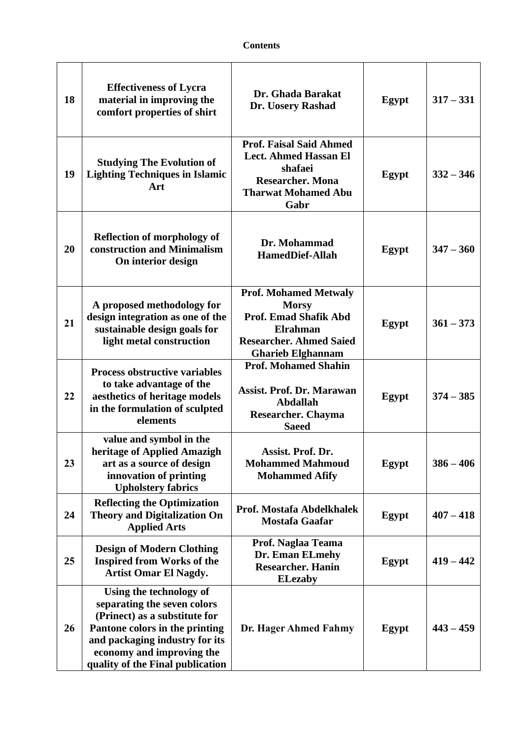**Contents**

| | | | | |
|---|---|---|---|---|
| 18 | Effectiveness of Lycra material in improving the comfort properties of shirt | Dr. Ghada Barakat<br>Dr. Uosery Rashad | Egypt | 317 – 331 |
| 19 | Studying The Evolution of Lighting Techniques in Islamic Art | Prof. Faisal Said Ahmed<br>Lect. Ahmed Hassan El shafaei<br>Researcher. Mona Tharwat Mohamed Abu Gabr | Egypt | 332 – 346 |
| 20 | Reflection of morphology of construction and Minimalism On interior design | Dr. Mohammad HamedDief-Allah | Egypt | 347 – 360 |
| 21 | A proposed methodology for design integration as one of the sustainable design goals for light metal construction | Prof. Mohamed Metwaly Morsy<br>Prof. Emad Shafik Abd Elrahman<br>Researcher. Ahmed Saied Gharieb Elghannam | Egypt | 361 – 373 |
| 22 | Process obstructive variables to take advantage of the aesthetics of heritage models in the formulation of sculpted elements | Prof. Mohamed Shahin<br>Assist. Prof. Dr. Marawan Abdallah<br>Researcher. Chayma Saeed | Egypt | 374 – 385 |
| 23 | value and symbol in the heritage of Applied Amazigh art as a source of design innovation of printing Upholstery fabrics | Assist. Prof. Dr. Mohammed Mahmoud Mohammed Afify | Egypt | 386 – 406 |
| 24 | Reflecting the Optimization Theory and Digitalization On Applied Arts | Prof. Mostafa Abdelkhalek Mostafa Gaafar | Egypt | 407 – 418 |
| 25 | Design of Modern Clothing Inspired from Works of the Artist Omar El Nagdy. | Prof. Naglaa Teama<br>Dr. Eman ELmehy<br>Researcher. Hanin ELezaby | Egypt | 419 – 442 |
| 26 | Using the technology of separating the seven colors (Prinect) as a substitute for Pantone colors in the printing and packaging industry for its economy and improving the quality of the Final publication | Dr. Hager Ahmed Fahmy | Egypt | 443 – 459 |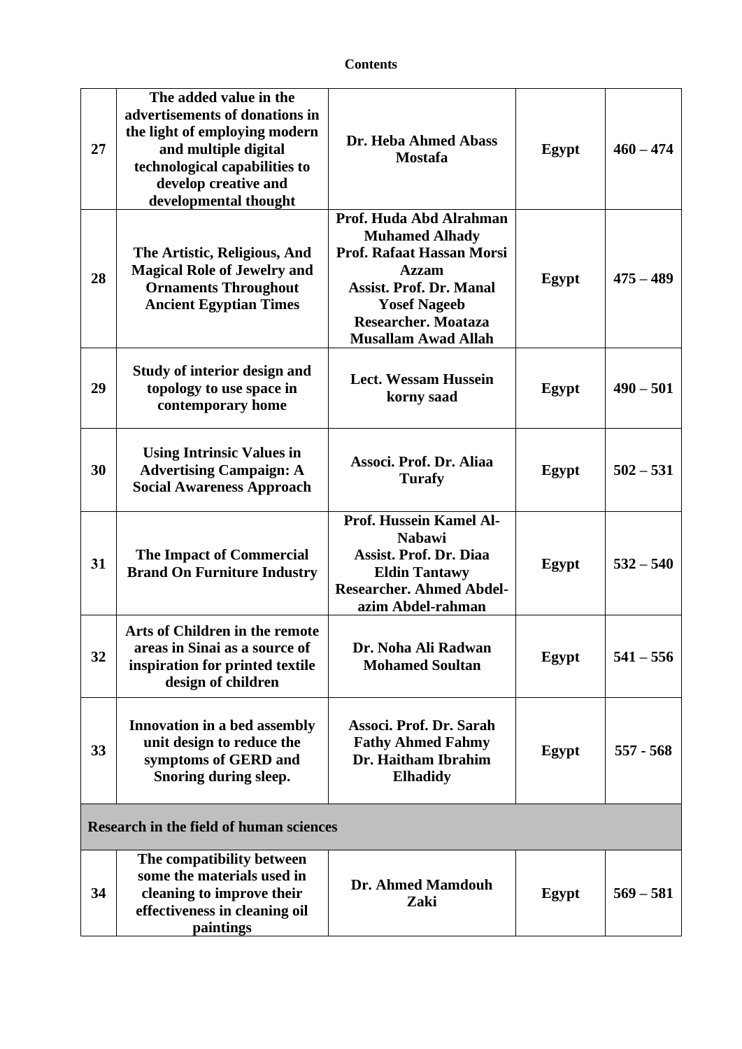**Contents**

| | | | | |
|---|---|---|---|---|
| **27** | **The added value in the advertisements of donations in the light of employing modern and multiple digital technological capabilities to develop creative and developmental thought** | **Dr. Heba Ahmed Abass Mostafa** | **Egypt** | **460 – 474** |
| **28** | **The Artistic, Religious, And Magical Role of Jewelry and Ornaments Throughout Ancient Egyptian Times** | **Prof. Huda Abd Alrahman Muhamed Alhady**<br>**Prof. Rafaat Hassan Morsi Azzam**<br>**Assist. Prof. Dr. Manal Yosef Nageeb**<br>**Researcher. Moataza Musallam Awad Allah** | **Egypt** | **475 – 489** |
| **29** | **Study of interior design and topology to use space in contemporary home** | **Lect. Wessam Hussein korny saad** | **Egypt** | **490 – 501** |
| **30** | **Using Intrinsic Values in Advertising Campaign: A Social Awareness Approach** | **Associ. Prof. Dr. Aliaa Turafy** | **Egypt** | **502 – 531** |
| **31** | **The Impact of Commercial Brand On Furniture Industry** | **Prof. Hussein Kamel Al-Nabawi**<br>**Assist. Prof. Dr. Diaa Eldin Tantawy**<br>**Researcher. Ahmed Abdel-azim Abdel-rahman** | **Egypt** | **532 – 540** |
| **32** | **Arts of Children in the remote areas in Sinai as a source of inspiration for printed textile design of children** | **Dr. Noha Ali Radwan Mohamed Soultan** | **Egypt** | **541 – 556** |
| **33** | **Innovation in a bed assembly unit design to reduce the symptoms of GERD and Snoring during sleep.** | **Associ. Prof. Dr. Sarah Fathy Ahmed Fahmy**<br>**Dr. Haitham Ibrahim Elhadidy** | **Egypt** | **557 - 568** |
| **Research in the field of human sciences** | | | | |
| **34** | **The compatibility between some the materials used in cleaning to improve their effectiveness in cleaning oil paintings** | **Dr. Ahmed Mamdouh Zaki** | **Egypt** | **569 – 581** |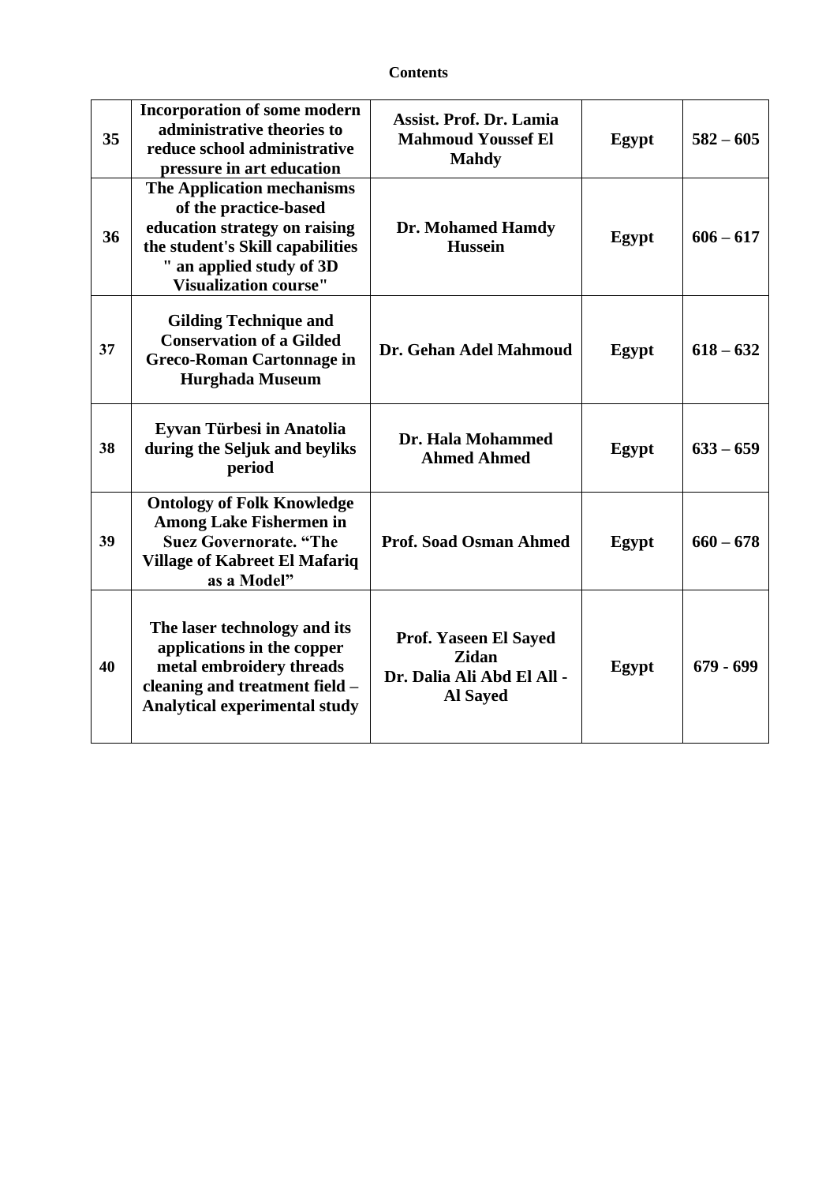**Contents**

| | | | | |
|---|---|---|---|---|
| **35** | **Incorporation of some modern administrative theories to reduce school administrative pressure in art education** | **Assist. Prof. Dr. Lamia Mahmoud Youssef El Mahdy** | **Egypt** | **582 – 605** |
| **36** | **The Application mechanisms of the practice-based education strategy on raising the student's Skill capabilities " an applied study of 3D Visualization course"** | **Dr. Mohamed Hamdy Hussein** | **Egypt** | **606 – 617** |
| **37** | **Gilding Technique and Conservation of a Gilded Greco-Roman Cartonnage in Hurghada Museum** | **Dr. Gehan Adel Mahmoud** | **Egypt** | **618 – 632** |
| **38** | **Eyvan Türbesi in Anatolia during the Seljuk and beyliks period** | **Dr. Hala Mohammed Ahmed Ahmed** | **Egypt** | **633 – 659** |
| **39** | **Ontology of Folk Knowledge Among Lake Fishermen in Suez Governorate. "The Village of Kabreet El Mafariq as a Model"** | **Prof. Soad Osman Ahmed** | **Egypt** | **660 – 678** |
| **40** | **The laser technology and its applications in the copper metal embroidery threads cleaning and treatment field – Analytical experimental study** | **Prof. Yaseen El Sayed Zidan**<br>**Dr. Dalia Ali Abd El All - Al Sayed** | **Egypt** | **679 - 699** |